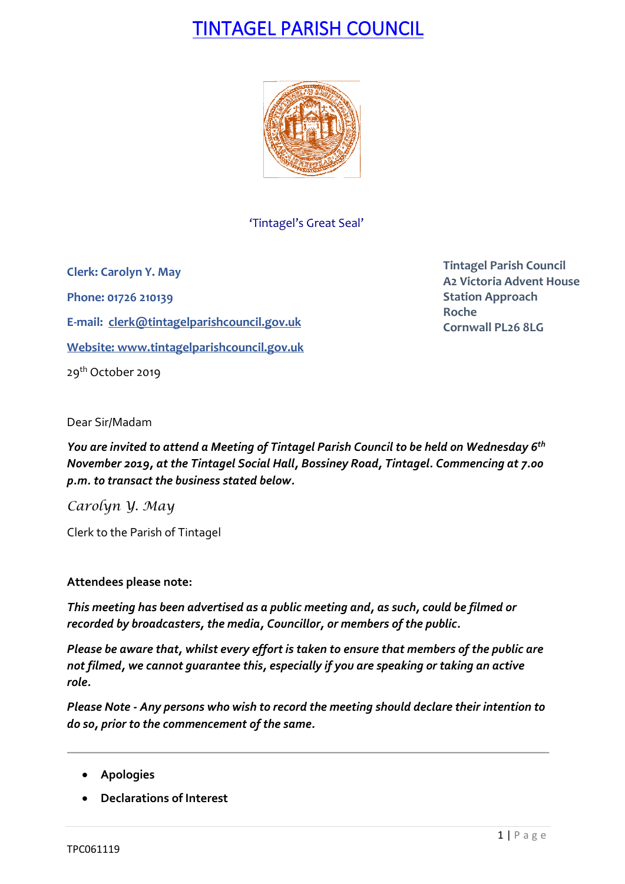# TINTAGEL PARISH COUNCIL

'Tintagel's Great Seal'

**Clerk: Carolyn Y. May**

**Phone: 01726 210139**

**E-mail: clerk@tintagelparishcouncil.gov.uk**

**Website: www.tintagelparishcouncil.gov.uk**

**Tintagel Parish Council**
**A2 Victoria Advent House**
**Station Approach**
**Roche**
**Cornwall PL26 8LG**

29th October 2019

Dear Sir/Madam

***You are invited to attend a Meeting of Tintagel Parish Council to be held on Wednesday 6th November 2019, at the Tintagel Social Hall, Bossiney Road, Tintagel. Commencing at 7.00 p.m. to transact the business stated below.***

*Carolyn Y. May*

Clerk to the Parish of Tintagel

**Attendees please note:**

***This meeting has been advertised as a public meeting and, as such, could be filmed or recorded by broadcasters, the media, Councillor, or members of the public.***

***Please be aware that, whilst every effort is taken to ensure that members of the public are not filmed, we cannot guarantee this, especially if you are speaking or taking an active role.***

***Please Note - Any persons who wish to record the meeting should declare their intention to do so, prior to the commencement of the same.***

---

- **Apologies**
- **Declarations of Interest**

TPC061119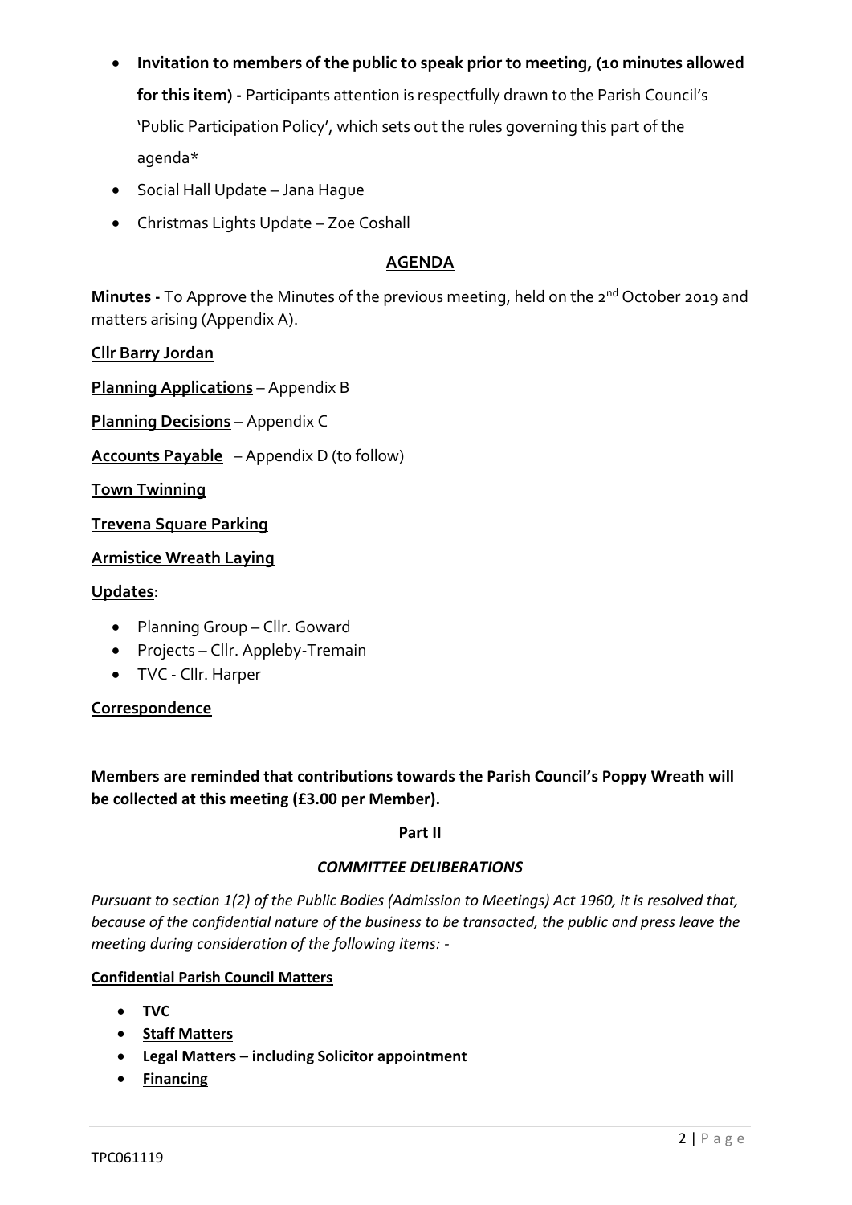- **Invitation to members of the public to speak prior to meeting, (10 minutes allowed for this item) -** Participants attention is respectfully drawn to the Parish Council's 'Public Participation Policy', which sets out the rules governing this part of the agenda*
- Social Hall Update – Jana Hague
- Christmas Lights Update – Zoe Coshall

## AGENDA

**Minutes -** To Approve the Minutes of the previous meeting, held on the 2nd October 2019 and matters arising (Appendix A).

**Cllr Barry Jordan**

**Planning Applications** – Appendix B

**Planning Decisions** – Appendix C

**Accounts Payable** – Appendix D (to follow)

**Town Twinning**

**Trevena Square Parking**

**Armistice Wreath Laying**

**Updates**:

- Planning Group – Cllr. Goward
- Projects – Cllr. Appleby-Tremain
- TVC - Cllr. Harper

**Correspondence**

**Members are reminded that contributions towards the Parish Council's Poppy Wreath will be collected at this meeting (£3.00 per Member).**

**Part II**

***COMMITTEE DELIBERATIONS***

*Pursuant to section 1(2) of the Public Bodies (Admission to Meetings) Act 1960, it is resolved that, because of the confidential nature of the business to be transacted, the public and press leave the meeting during consideration of the following items: -*

**Confidential Parish Council Matters**

- **TVC**
- **Staff Matters**
- **Legal Matters – including Solicitor appointment**
- **Financing**

TPC061119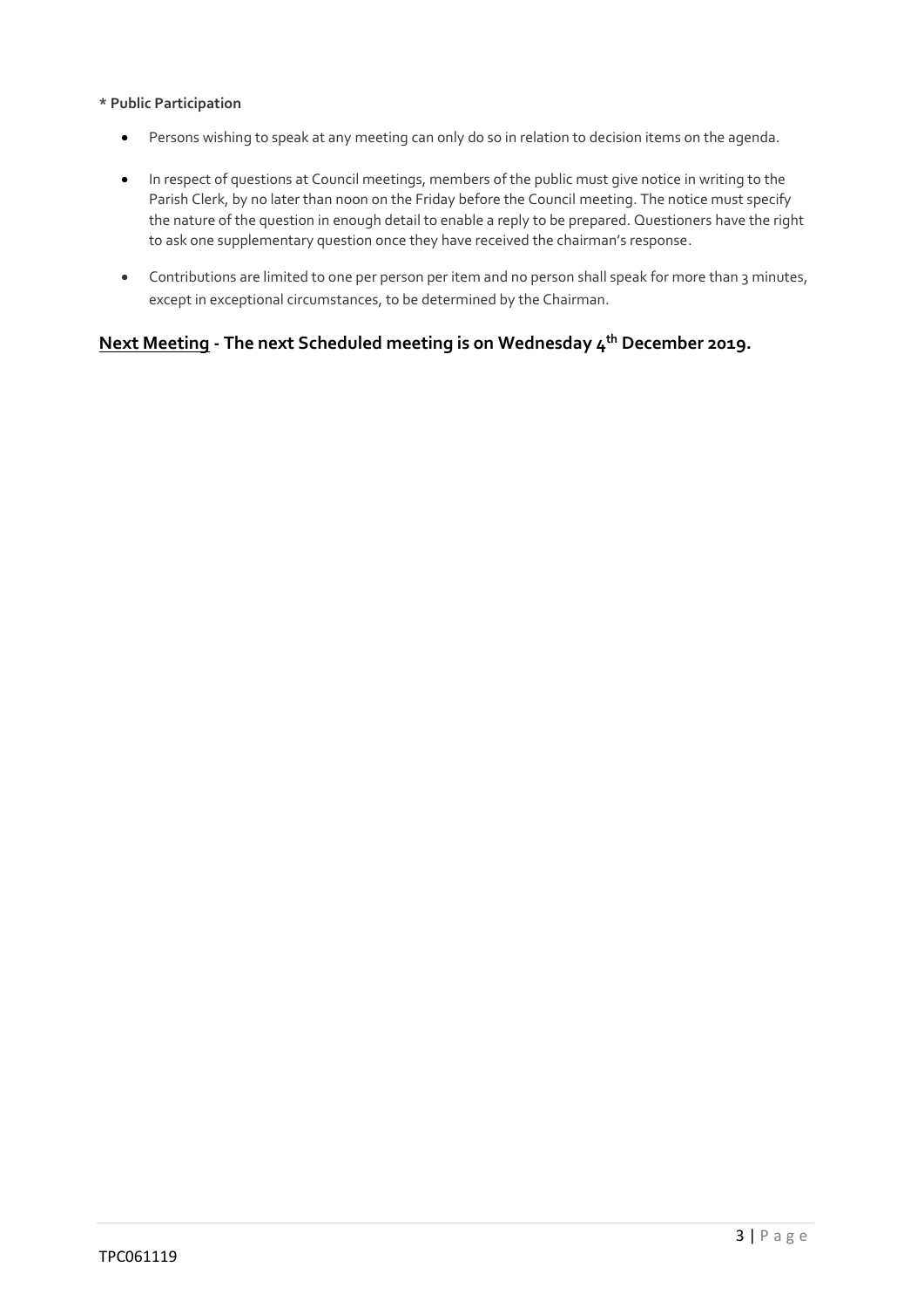**\* Public Participation**

- Persons wishing to speak at any meeting can only do so in relation to decision items on the agenda.
- In respect of questions at Council meetings, members of the public must give notice in writing to the Parish Clerk, by no later than noon on the Friday before the Council meeting. The notice must specify the nature of the question in enough detail to enable a reply to be prepared. Questioners have the right to ask one supplementary question once they have received the chairman's response.
- Contributions are limited to one per person per item and no person shall speak for more than 3 minutes, except in exceptional circumstances, to be determined by the Chairman.

## Next Meeting - The next Scheduled meeting is on Wednesday 4th December 2019.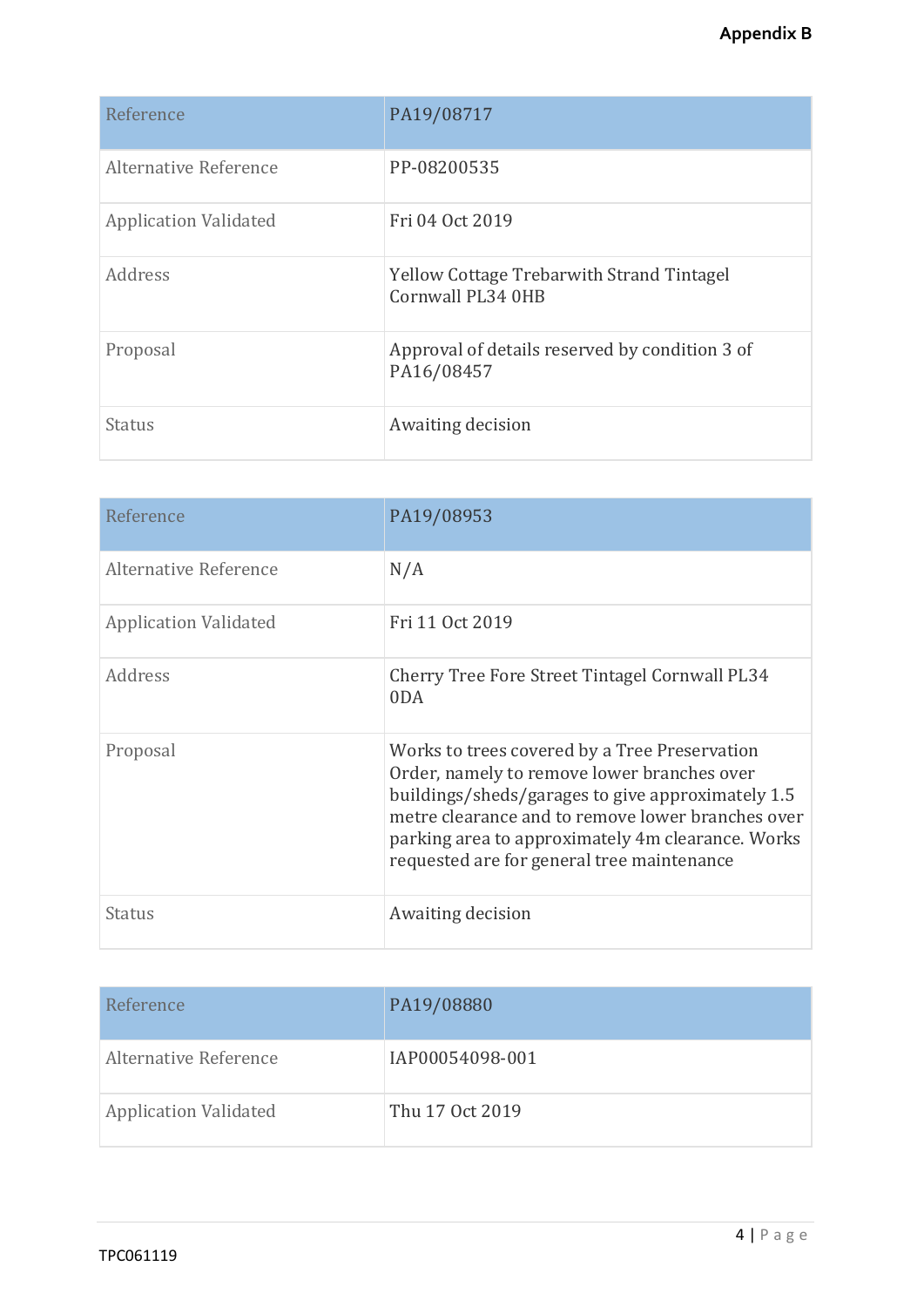**Appendix B**

| Reference | PA19/08717 |
|---|---|
| Alternative Reference | PP-08200535 |
| Application Validated | Fri 04 Oct 2019 |
| Address | Yellow Cottage Trebarwith Strand Tintagel Cornwall PL34 0HB |
| Proposal | Approval of details reserved by condition 3 of PA16/08457 |
| Status | Awaiting decision |

| Reference | PA19/08953 |
|---|---|
| Alternative Reference | N/A |
| Application Validated | Fri 11 Oct 2019 |
| Address | Cherry Tree Fore Street Tintagel Cornwall PL34 0DA |
| Proposal | Works to trees covered by a Tree Preservation Order, namely to remove lower branches over buildings/sheds/garages to give approximately 1.5 metre clearance and to remove lower branches over parking area to approximately 4m clearance. Works requested are for general tree maintenance |
| Status | Awaiting decision |

| Reference | PA19/08880 |
|---|---|
| Alternative Reference | IAP00054098-001 |
| Application Validated | Thu 17 Oct 2019 |

TPC061119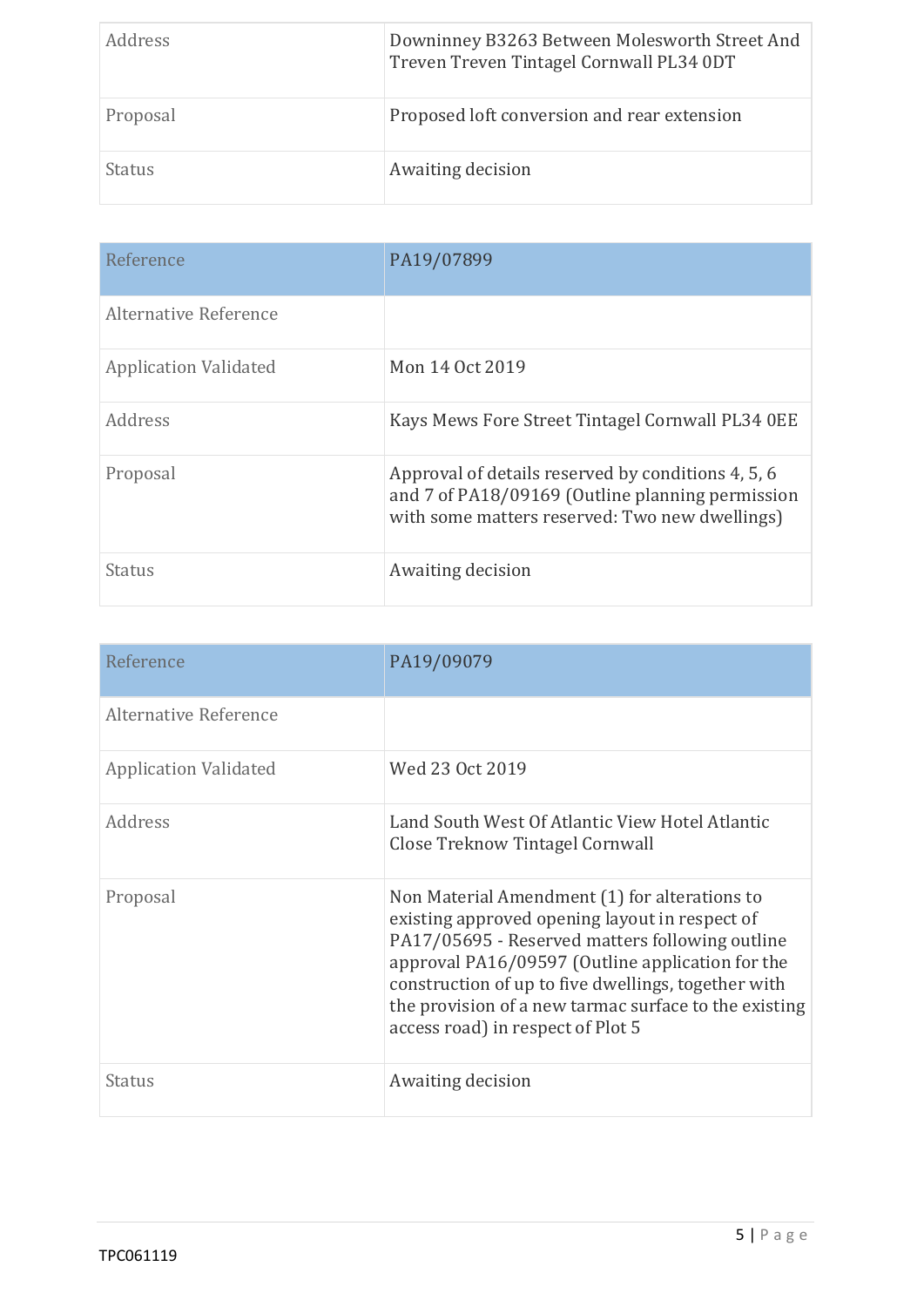| Address | Downinney B3263 Between Molesworth Street And Treven Treven Tintagel Cornwall PL34 0DT |
|---|---|
| Proposal | Proposed loft conversion and rear extension |
| Status | Awaiting decision |

| Reference | PA19/07899 |
|---|---|
| Alternative Reference | |
| Application Validated | Mon 14 Oct 2019 |
| Address | Kays Mews Fore Street Tintagel Cornwall PL34 0EE |
| Proposal | Approval of details reserved by conditions 4, 5, 6 and 7 of PA18/09169 (Outline planning permission with some matters reserved: Two new dwellings) |
| Status | Awaiting decision |

| Reference | PA19/09079 |
|---|---|
| Alternative Reference | |
| Application Validated | Wed 23 Oct 2019 |
| Address | Land South West Of Atlantic View Hotel Atlantic Close Treknow Tintagel Cornwall |
| Proposal | Non Material Amendment (1) for alterations to existing approved opening layout in respect of PA17/05695 - Reserved matters following outline approval PA16/09597 (Outline application for the construction of up to five dwellings, together with the provision of a new tarmac surface to the existing access road) in respect of Plot 5 |
| Status | Awaiting decision |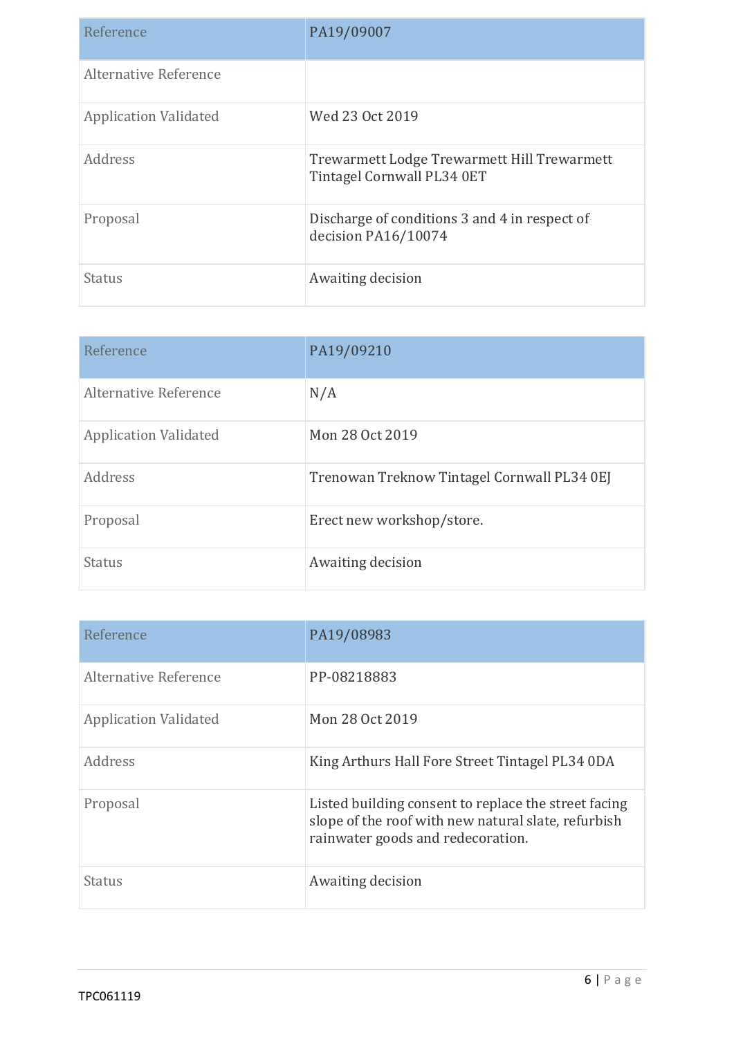| Reference | PA19/09007 |
| --- | --- |
| Alternative Reference | |
| Application Validated | Wed 23 Oct 2019 |
| Address | Trewarmett Lodge Trewarmett Hill Trewarmett Tintagel Cornwall PL34 0ET |
| Proposal | Discharge of conditions 3 and 4 in respect of decision PA16/10074 |
| Status | Awaiting decision |

| Reference | PA19/09210 |
| --- | --- |
| Alternative Reference | N/A |
| Application Validated | Mon 28 Oct 2019 |
| Address | Trenowan Treknow Tintagel Cornwall PL34 0EJ |
| Proposal | Erect new workshop/store. |
| Status | Awaiting decision |

| Reference | PA19/08983 |
| --- | --- |
| Alternative Reference | PP-08218883 |
| Application Validated | Mon 28 Oct 2019 |
| Address | King Arthurs Hall Fore Street Tintagel PL34 0DA |
| Proposal | Listed building consent to replace the street facing slope of the roof with new natural slate, refurbish rainwater goods and redecoration. |
| Status | Awaiting decision |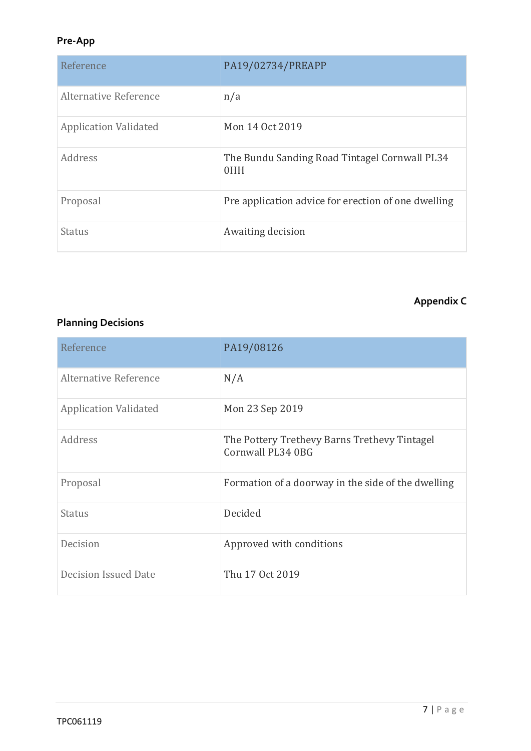### Pre-App

| Reference | PA19/02734/PREAPP |
|---|---|
| Alternative Reference | n/a |
| Application Validated | Mon 14 Oct 2019 |
| Address | The Bundu Sanding Road Tintagel Cornwall PL34 0HH |
| Proposal | Pre application advice for erection of one dwelling |
| Status | Awaiting decision |

**Appendix C**

### Planning Decisions

| Reference | PA19/08126 |
|---|---|
| Alternative Reference | N/A |
| Application Validated | Mon 23 Sep 2019 |
| Address | The Pottery Trethevy Barns Trethevy Tintagel Cornwall PL34 0BG |
| Proposal | Formation of a doorway in the side of the dwelling |
| Status | Decided |
| Decision | Approved with conditions |
| Decision Issued Date | Thu 17 Oct 2019 |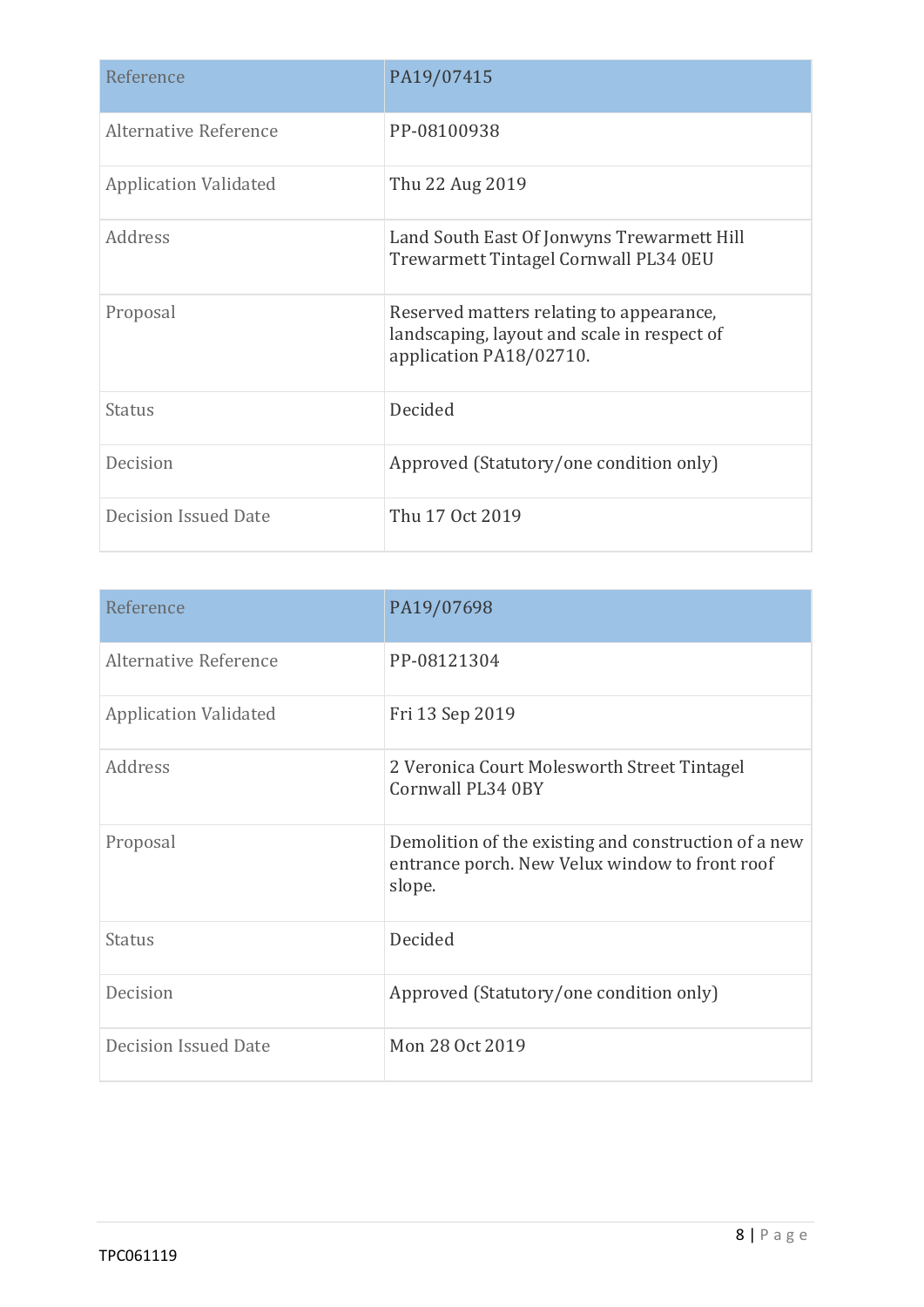| Reference | PA19/07415 |
| --- | --- |
| Alternative Reference | PP-08100938 |
| Application Validated | Thu 22 Aug 2019 |
| Address | Land South East Of Jonwyns Trewarmett Hill Trewarmett Tintagel Cornwall PL34 0EU |
| Proposal | Reserved matters relating to appearance, landscaping, layout and scale in respect of application PA18/02710. |
| Status | Decided |
| Decision | Approved (Statutory/one condition only) |
| Decision Issued Date | Thu 17 Oct 2019 |

| Reference | PA19/07698 |
| --- | --- |
| Alternative Reference | PP-08121304 |
| Application Validated | Fri 13 Sep 2019 |
| Address | 2 Veronica Court Molesworth Street Tintagel Cornwall PL34 0BY |
| Proposal | Demolition of the existing and construction of a new entrance porch. New Velux window to front roof slope. |
| Status | Decided |
| Decision | Approved (Statutory/one condition only) |
| Decision Issued Date | Mon 28 Oct 2019 |

TPC061119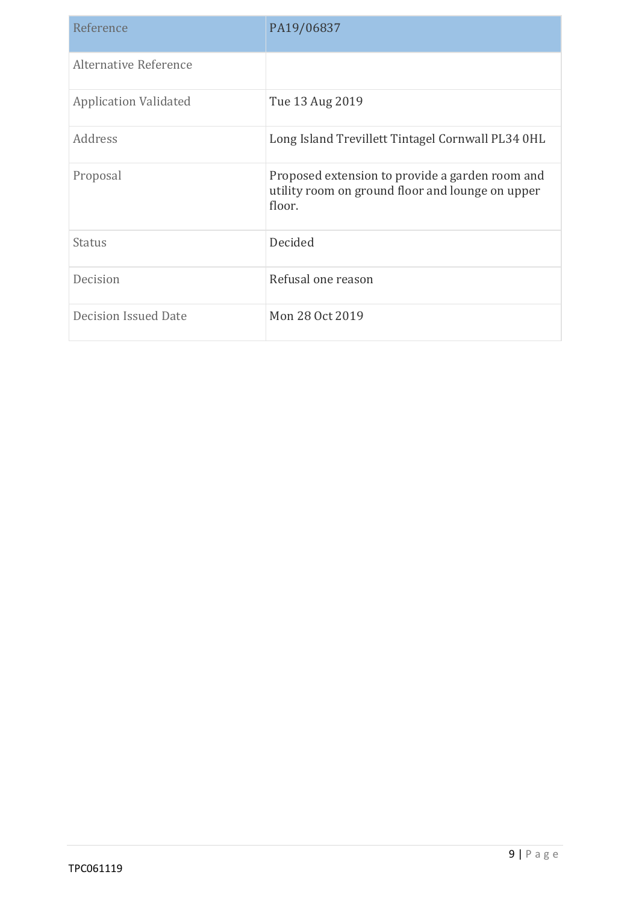| Reference | PA19/06837 |
|---|---|
| Alternative Reference | |
| Application Validated | Tue 13 Aug 2019 |
| Address | Long Island Trevillett Tintagel Cornwall PL34 0HL |
| Proposal | Proposed extension to provide a garden room and utility room on ground floor and lounge on upper floor. |
| Status | Decided |
| Decision | Refusal one reason |
| Decision Issued Date | Mon 28 Oct 2019 |